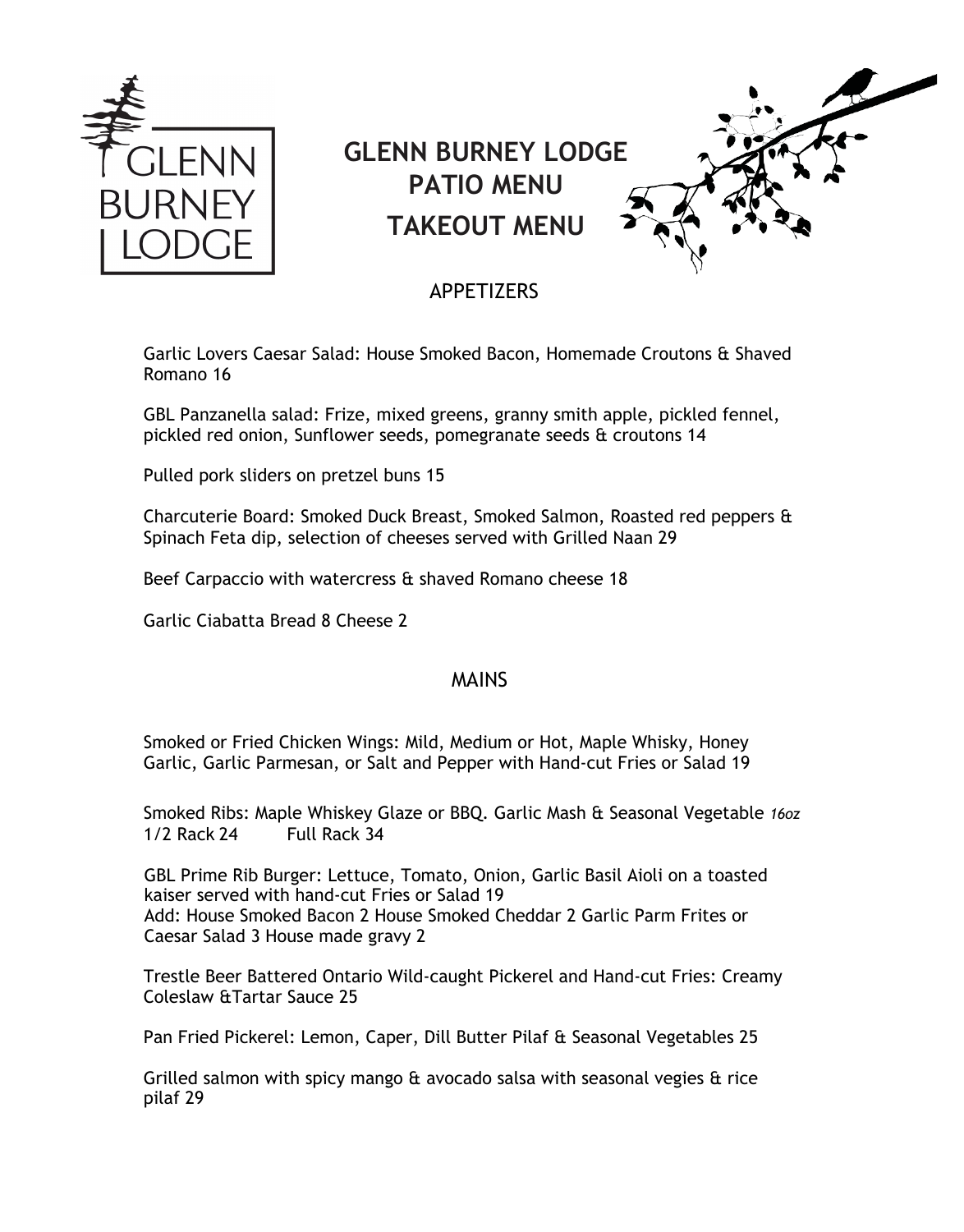# GLENN BURNEY LODGE PATIO MENU

# TAKEOUT MENU

## APPETIZERS

Garlic Lovers Caesar Salad: House Smoked Bacon, Homemade Croutons & Shaved Romano 16

GBL Panzanella salad: Frize, mixed greens, granny smith apple, pickled fennel, pickled red onion, Sunflower seeds, pomegranate seeds & croutons 14

Pulled pork sliders on pretzel buns 15

Charcuterie Board: Smoked Duck Breast, Smoked Salmon, Roasted red peppers & Spinach Feta dip, selection of cheeses served with Grilled Naan 29

Beef Carpaccio with watercress & shaved Romano cheese 18

Garlic Ciabatta Bread 8 Cheese 2

## MAINS

Smoked or Fried Chicken Wings: Mild, Medium or Hot, Maple Whisky, Honey Garlic, Garlic Parmesan, or Salt and Pepper with Hand-cut Fries or Salad 19

Smoked Ribs: Maple Whiskey Glaze or BBQ. Garlic Mash & Seasonal Vegetable *16oz*
1/2 Rack 24 Full Rack 34

GBL Prime Rib Burger: Lettuce, Tomato, Onion, Garlic Basil Aioli on a toasted kaiser served with hand-cut Fries or Salad 19
Add: House Smoked Bacon 2 House Smoked Cheddar 2 Garlic Parm Frites or Caesar Salad 3 House made gravy 2

Trestle Beer Battered Ontario Wild-caught Pickerel and Hand-cut Fries: Creamy Coleslaw &Tartar Sauce 25

Pan Fried Pickerel: Lemon, Caper, Dill Butter Pilaf & Seasonal Vegetables 25

Grilled salmon with spicy mango & avocado salsa with seasonal vegies & rice pilaf 29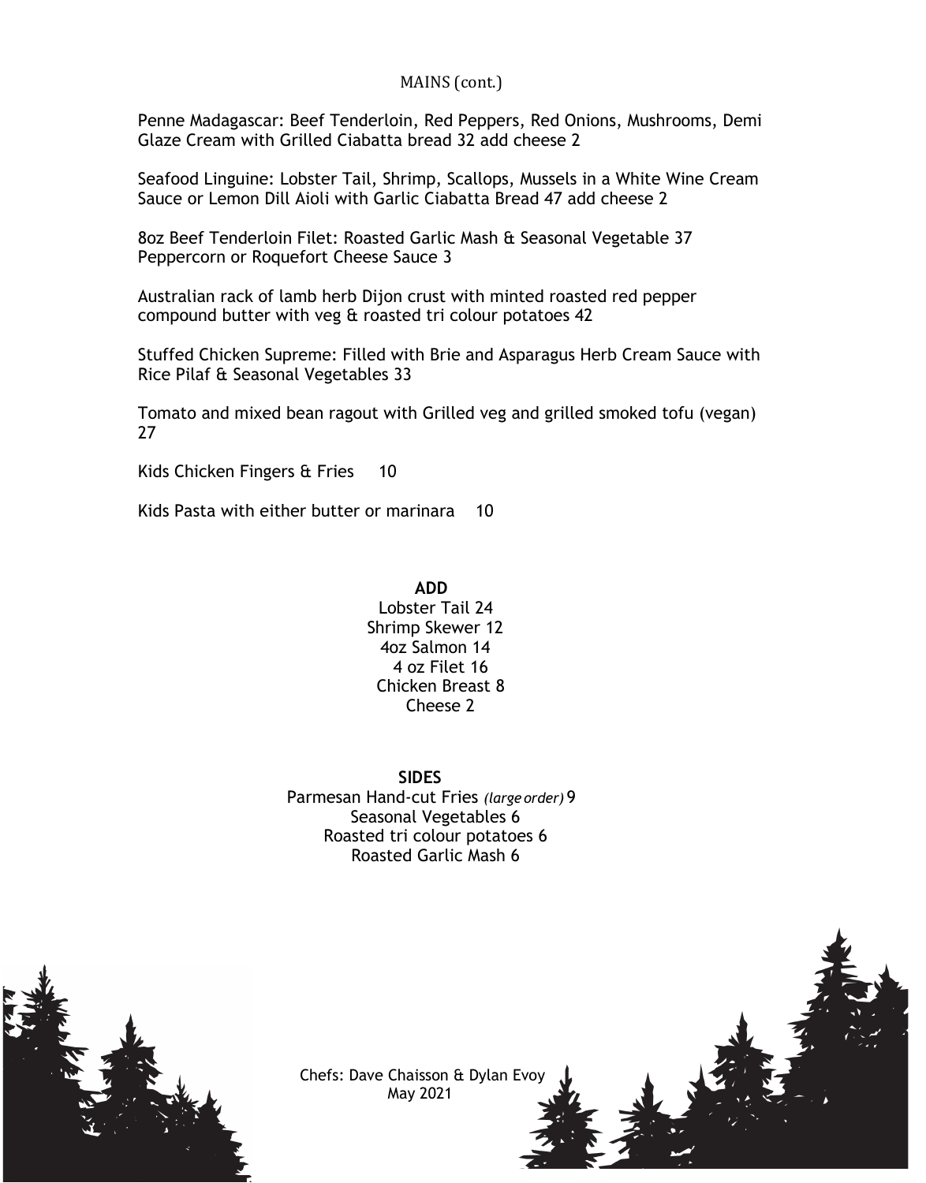## MAINS (cont.)

Penne Madagascar: Beef Tenderloin, Red Peppers, Red Onions, Mushrooms, Demi Glaze Cream with Grilled Ciabatta bread 32 add cheese 2

Seafood Linguine: Lobster Tail, Shrimp, Scallops, Mussels in a White Wine Cream Sauce or Lemon Dill Aioli with Garlic Ciabatta Bread 47 add cheese 2

8oz Beef Tenderloin Filet: Roasted Garlic Mash & Seasonal Vegetable 37
Peppercorn or Roquefort Cheese Sauce 3

Australian rack of lamb herb Dijon crust with minted roasted red pepper compound butter with veg & roasted tri colour potatoes 42

Stuffed Chicken Supreme: Filled with Brie and Asparagus Herb Cream Sauce with Rice Pilaf & Seasonal Vegetables 33

Tomato and mixed bean ragout with Grilled veg and grilled smoked tofu (vegan) 27

Kids Chicken Fingers & Fries 10

Kids Pasta with either butter or marinara 10

### ADD

Lobster Tail 24
Shrimp Skewer 12
4oz Salmon 14
4 oz Filet 16
Chicken Breast 8
Cheese 2

### SIDES

Parmesan Hand-cut Fries *(large order)* 9
Seasonal Vegetables 6
Roasted tri colour potatoes 6
Roasted Garlic Mash 6

Chefs: Dave Chaisson & Dylan Evoy
May 2021